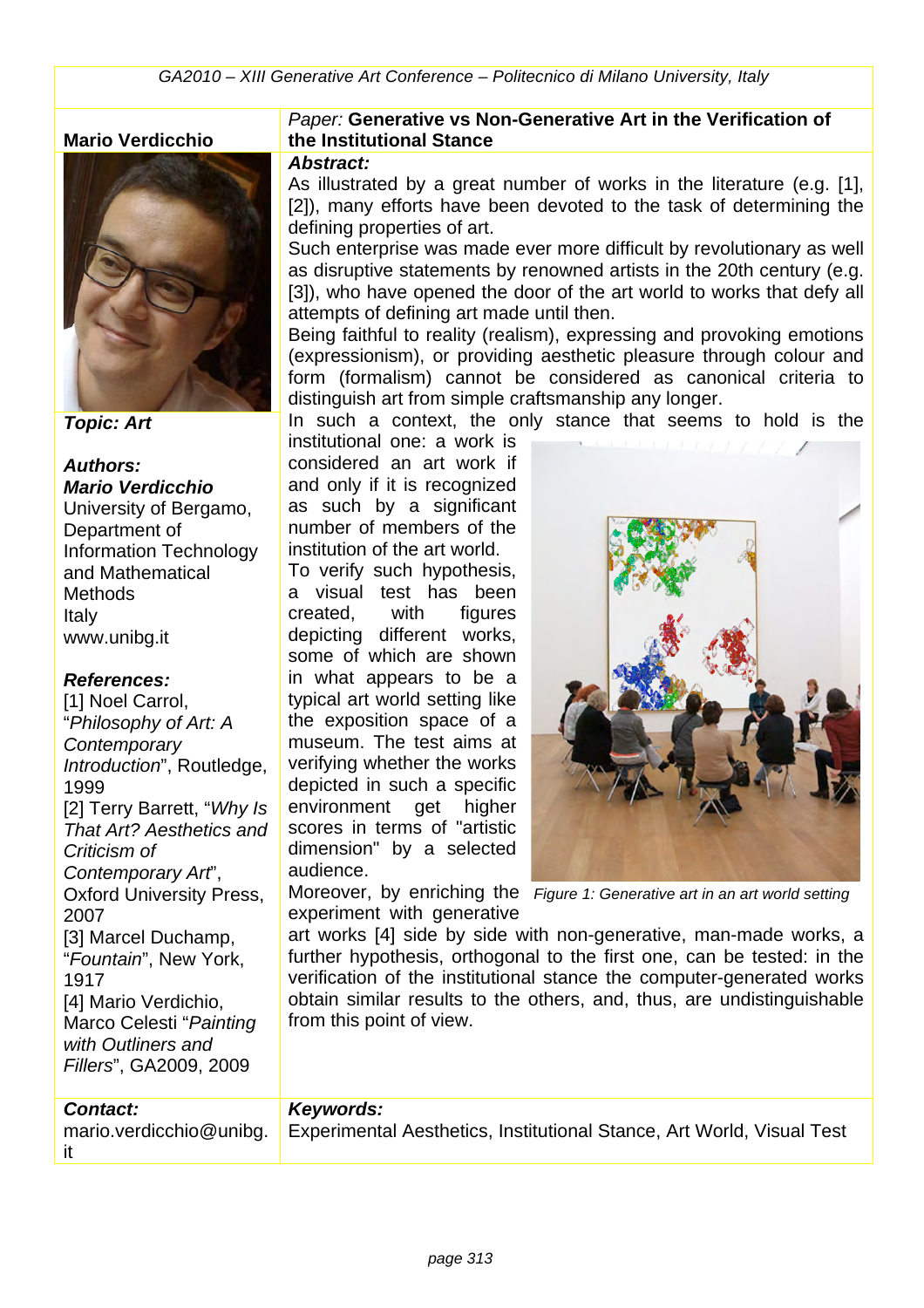**Mario Verdicchio**

*Paper:* **Generative vs Non-Generative Art in the Verification of the Institutional Stance**

***Topic: Art***

***Authors:***
***Mario Verdicchio***
University of Bergamo, Department of Information Technology and Mathematical Methods
Italy
www.unibg.it

***References:***
[1] Noel Carrol, "*Philosophy of Art: A Contemporary Introduction*", Routledge, 1999
[2] Terry Barrett, "*Why Is That Art? Aesthetics and Criticism of Contemporary Art*", Oxford University Press, 2007
[3] Marcel Duchamp, "*Fountain*", New York, 1917
[4] Mario Verdichio, Marco Celesti "*Painting with Outliners and Fillers*", GA2009, 2009

***Abstract:***

As illustrated by a great number of works in the literature (e.g. [1], [2]), many efforts have been devoted to the task of determining the defining properties of art.

Such enterprise was made ever more difficult by revolutionary as well as disruptive statements by renowned artists in the 20th century (e.g. [3]), who have opened the door of the art world to works that defy all attempts of defining art made until then.

Being faithful to reality (realism), expressing and provoking emotions (expressionism), or providing aesthetic pleasure through colour and form (formalism) cannot be considered as canonical criteria to distinguish art from simple craftsmanship any longer.

In such a context, the only stance that seems to hold is the institutional one: a work is considered an art work if and only if it is recognized as such by a significant number of members of the institution of the art world.

To verify such hypothesis, a visual test has been created, with figures depicting different works, some of which are shown in what appears to be a typical art world setting like the exposition space of a museum. The test aims at verifying whether the works depicted in such a specific environment get higher scores in terms of "artistic dimension" by a selected audience.

*Figure 1: Generative art in an art world setting*

Moreover, by enriching the experiment with generative art works [4] side by side with non-generative, man-made works, a further hypothesis, orthogonal to the first one, can be tested: in the verification of the institutional stance the computer-generated works obtain similar results to the others, and, thus, are undistinguishable from this point of view.

***Contact:***
mario.verdicchio@unibg.it

***Keywords:***
Experimental Aesthetics, Institutional Stance, Art World, Visual Test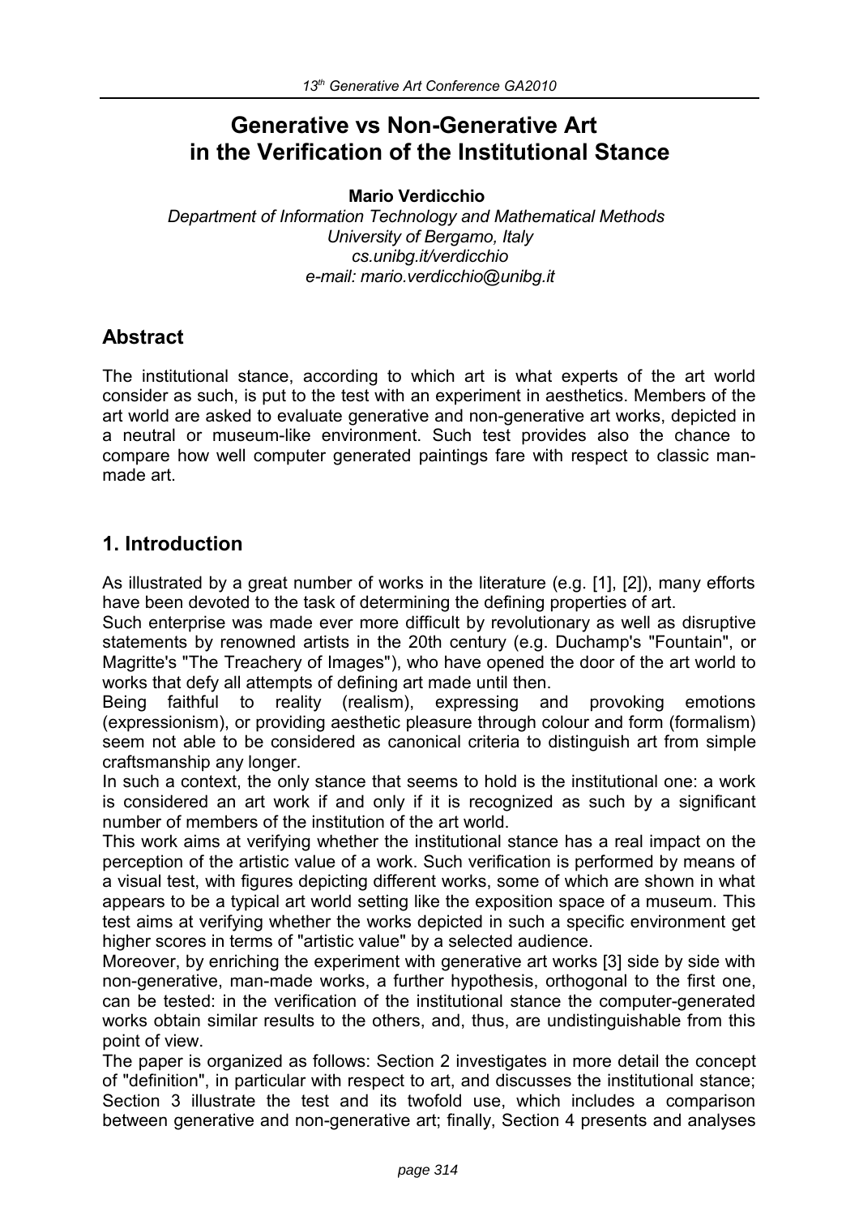# Generative vs Non-Generative Art in the Verification of the Institutional Stance

**Mario Verdicchio**

*Department of Information Technology and Mathematical Methods*
*University of Bergamo, Italy*
*cs.unibg.it/verdicchio*
*e-mail: mario.verdicchio@unibg.it*

## Abstract

The institutional stance, according to which art is what experts of the art world consider as such, is put to the test with an experiment in aesthetics. Members of the art world are asked to evaluate generative and non-generative art works, depicted in a neutral or museum-like environment. Such test provides also the chance to compare how well computer generated paintings fare with respect to classic man-made art.

## 1. Introduction

As illustrated by a great number of works in the literature (e.g. [1], [2]), many efforts have been devoted to the task of determining the defining properties of art.

Such enterprise was made ever more difficult by revolutionary as well as disruptive statements by renowned artists in the 20th century (e.g. Duchamp's "Fountain", or Magritte's "The Treachery of Images"), who have opened the door of the art world to works that defy all attempts of defining art made until then.

Being faithful to reality (realism), expressing and provoking emotions (expressionism), or providing aesthetic pleasure through colour and form (formalism) seem not able to be considered as canonical criteria to distinguish art from simple craftsmanship any longer.

In such a context, the only stance that seems to hold is the institutional one: a work is considered an art work if and only if it is recognized as such by a significant number of members of the institution of the art world.

This work aims at verifying whether the institutional stance has a real impact on the perception of the artistic value of a work. Such verification is performed by means of a visual test, with figures depicting different works, some of which are shown in what appears to be a typical art world setting like the exposition space of a museum. This test aims at verifying whether the works depicted in such a specific environment get higher scores in terms of "artistic value" by a selected audience.

Moreover, by enriching the experiment with generative art works [3] side by side with non-generative, man-made works, a further hypothesis, orthogonal to the first one, can be tested: in the verification of the institutional stance the computer-generated works obtain similar results to the others, and, thus, are undistinguishable from this point of view.

The paper is organized as follows: Section 2 investigates in more detail the concept of "definition", in particular with respect to art, and discusses the institutional stance; Section 3 illustrate the test and its twofold use, which includes a comparison between generative and non-generative art; finally, Section 4 presents and analyses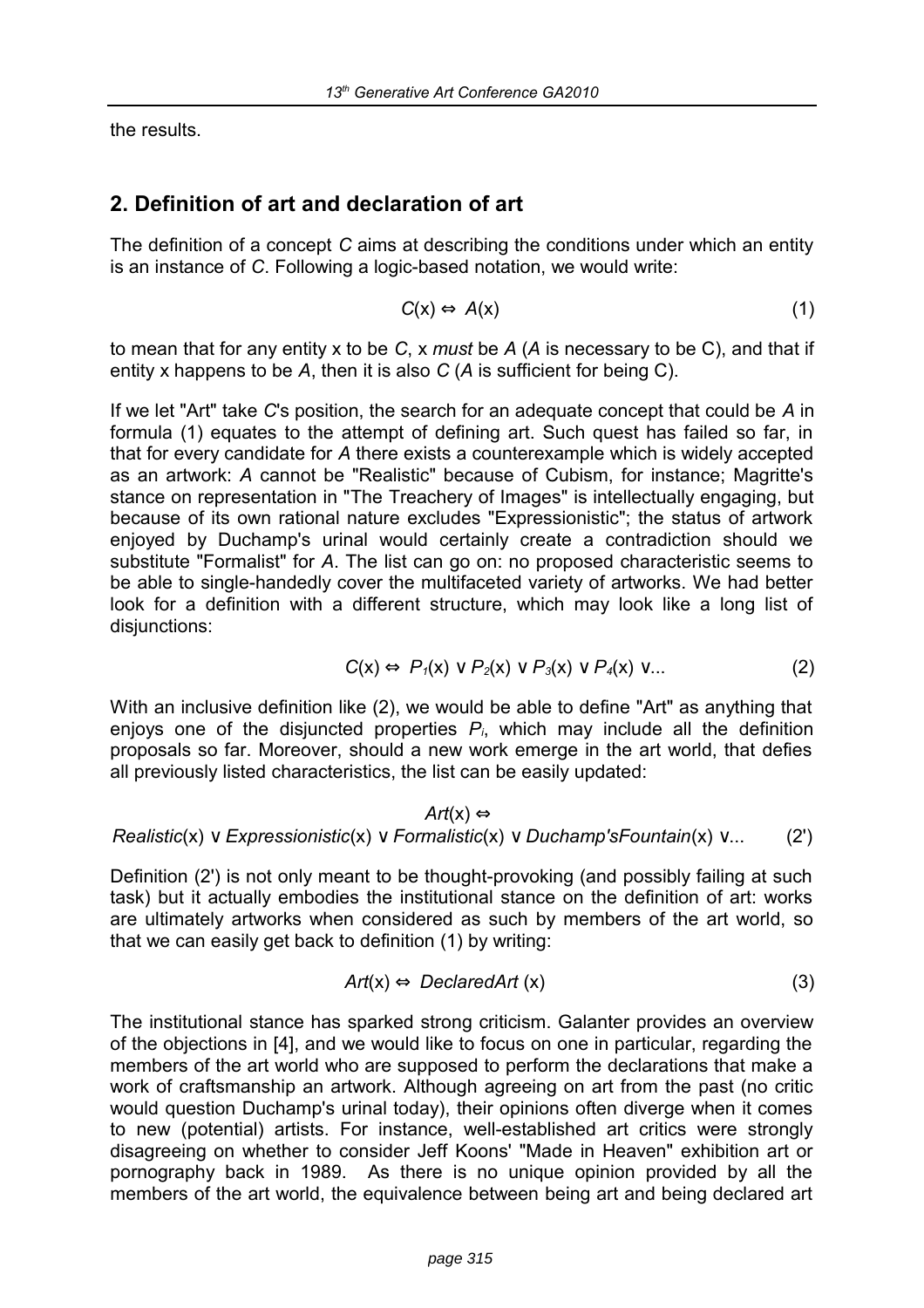the results.

## 2. Definition of art and declaration of art

The definition of a concept *C* aims at describing the conditions under which an entity is an instance of *C*. Following a logic-based notation, we would write:

$$C(\mathrm{x}) \Leftrightarrow A(\mathrm{x}) \tag{1}$$

to mean that for any entity x to be *C*, x *must* be *A* (*A* is necessary to be C), and that if entity x happens to be *A*, then it is also *C* (*A* is sufficient for being C).

If we let "Art" take *C*'s position, the search for an adequate concept that could be *A* in formula (1) equates to the attempt of defining art. Such quest has failed so far, in that for every candidate for *A* there exists a counterexample which is widely accepted as an artwork: *A* cannot be "Realistic" because of Cubism, for instance; Magritte's stance on representation in "The Treachery of Images" is intellectually engaging, but because of its own rational nature excludes "Expressionistic"; the status of artwork enjoyed by Duchamp's urinal would certainly create a contradiction should we substitute "Formalist" for *A*. The list can go on: no proposed characteristic seems to be able to single-handedly cover the multifaceted variety of artworks. We had better look for a definition with a different structure, which may look like a long list of disjunctions:

$$C(\mathrm{x}) \Leftrightarrow P_1(\mathrm{x}) \vee P_2(\mathrm{x}) \vee P_3(\mathrm{x}) \vee P_4(\mathrm{x}) \vee \ldots \tag{2}$$

With an inclusive definition like (2), we would be able to define "Art" as anything that enjoys one of the disjuncted properties $P_i$, which may include all the definition proposals so far. Moreover, should a new work emerge in the art world, that defies all previously listed characteristics, the list can be easily updated:

$$Art(\mathrm{x}) \Leftrightarrow Realistic(\mathrm{x}) \vee Expressionistic(\mathrm{x}) \vee Formalistic(\mathrm{x}) \vee Duchamp'sFountain(\mathrm{x}) \vee \ldots \tag{2'}$$

Definition (2') is not only meant to be thought-provoking (and possibly failing at such task) but it actually embodies the institutional stance on the definition of art: works are ultimately artworks when considered as such by members of the art world, so that we can easily get back to definition (1) by writing:

$$Art(\mathrm{x}) \Leftrightarrow DeclaredArt(\mathrm{x}) \tag{3}$$

The institutional stance has sparked strong criticism. Galanter provides an overview of the objections in [4], and we would like to focus on one in particular, regarding the members of the art world who are supposed to perform the declarations that make a work of craftsmanship an artwork. Although agreeing on art from the past (no critic would question Duchamp's urinal today), their opinions often diverge when it comes to new (potential) artists. For instance, well-established art critics were strongly disagreeing on whether to consider Jeff Koons' "Made in Heaven" exhibition art or pornography back in 1989. As there is no unique opinion provided by all the members of the art world, the equivalence between being art and being declared art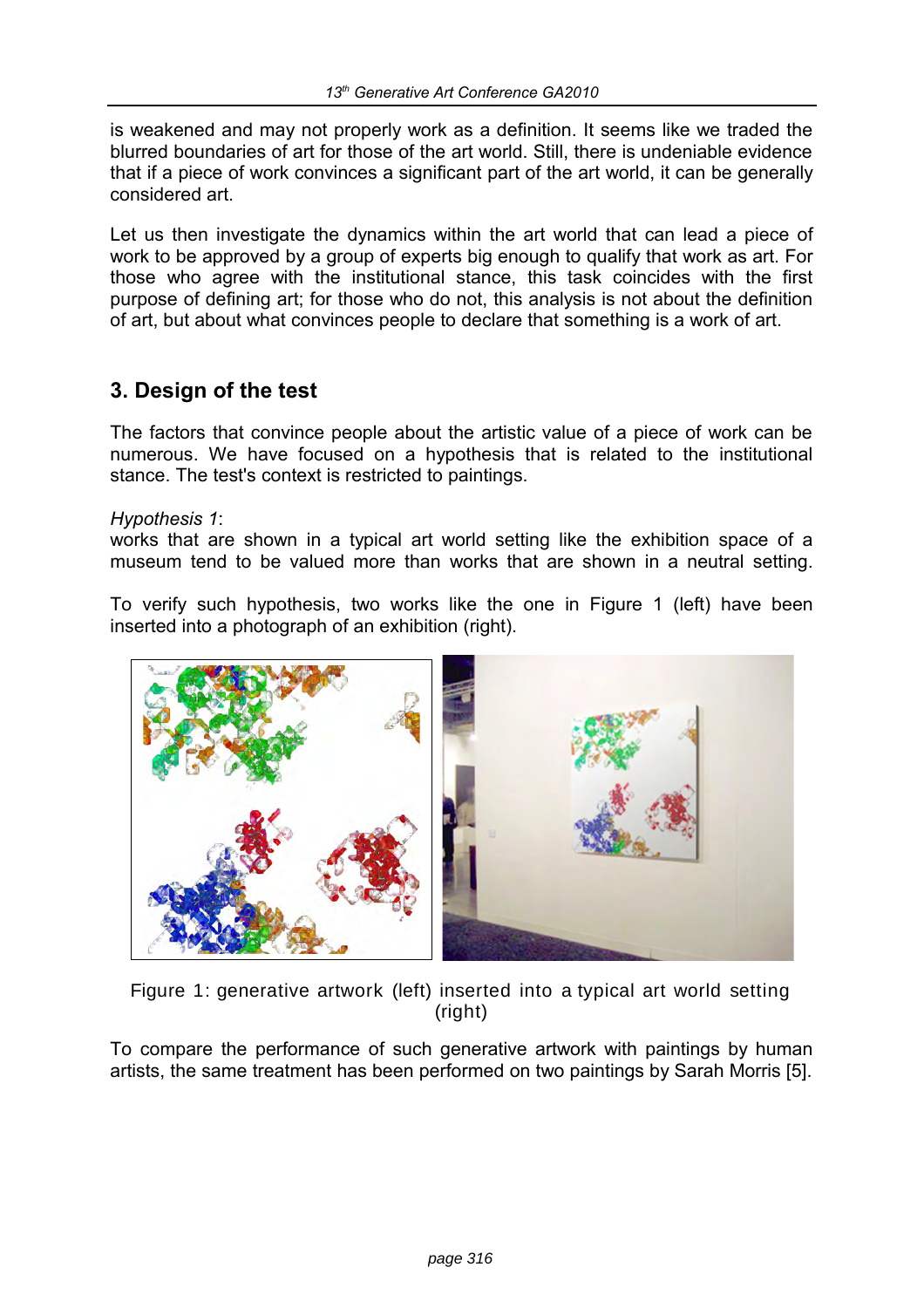is weakened and may not properly work as a definition. It seems like we traded the blurred boundaries of art for those of the art world. Still, there is undeniable evidence that if a piece of work convinces a significant part of the art world, it can be generally considered art.

Let us then investigate the dynamics within the art world that can lead a piece of work to be approved by a group of experts big enough to qualify that work as art. For those who agree with the institutional stance, this task coincides with the first purpose of defining art; for those who do not, this analysis is not about the definition of art, but about what convinces people to declare that something is a work of art.

## 3. Design of the test

The factors that convince people about the artistic value of a piece of work can be numerous. We have focused on a hypothesis that is related to the institutional stance. The test's context is restricted to paintings.

*Hypothesis 1*:
works that are shown in a typical art world setting like the exhibition space of a museum tend to be valued more than works that are shown in a neutral setting.

To verify such hypothesis, two works like the one in Figure 1 (left) have been inserted into a photograph of an exhibition (right).

Figure 1: generative artwork (left) inserted into a typical art world setting (right)

To compare the performance of such generative artwork with paintings by human artists, the same treatment has been performed on two paintings by Sarah Morris [5].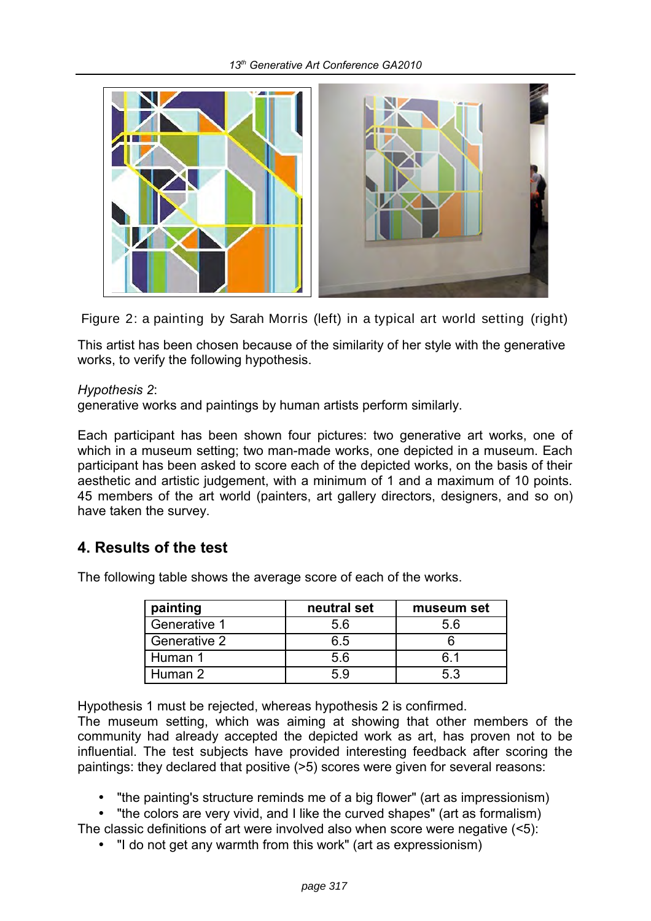Figure 2: a painting by Sarah Morris (left) in a typical art world setting (right)

This artist has been chosen because of the similarity of her style with the generative works, to verify the following hypothesis.

*Hypothesis 2*:
generative works and paintings by human artists perform similarly.

Each participant has been shown four pictures: two generative art works, one of which in a museum setting; two man-made works, one depicted in a museum. Each participant has been asked to score each of the depicted works, on the basis of their aesthetic and artistic judgement, with a minimum of 1 and a maximum of 10 points. 45 members of the art world (painters, art gallery directors, designers, and so on) have taken the survey.

## 4. Results of the test

The following table shows the average score of each of the works.

| painting | neutral set | museum set |
|---|---|---|
| Generative 1 | 5.6 | 5.6 |
| Generative 2 | 6.5 | 6 |
| Human 1 | 5.6 | 6.1 |
| Human 2 | 5.9 | 5.3 |

Hypothesis 1 must be rejected, whereas hypothesis 2 is confirmed.
The museum setting, which was aiming at showing that other members of the community had already accepted the depicted work as art, has proven not to be influential. The test subjects have provided interesting feedback after scoring the paintings: they declared that positive (>5) scores were given for several reasons:

- "the painting's structure reminds me of a big flower" (art as impressionism)
- "the colors are very vivid, and I like the curved shapes" (art as formalism)

The classic definitions of art were involved also when score were negative (<5):

- "I do not get any warmth from this work" (art as expressionism)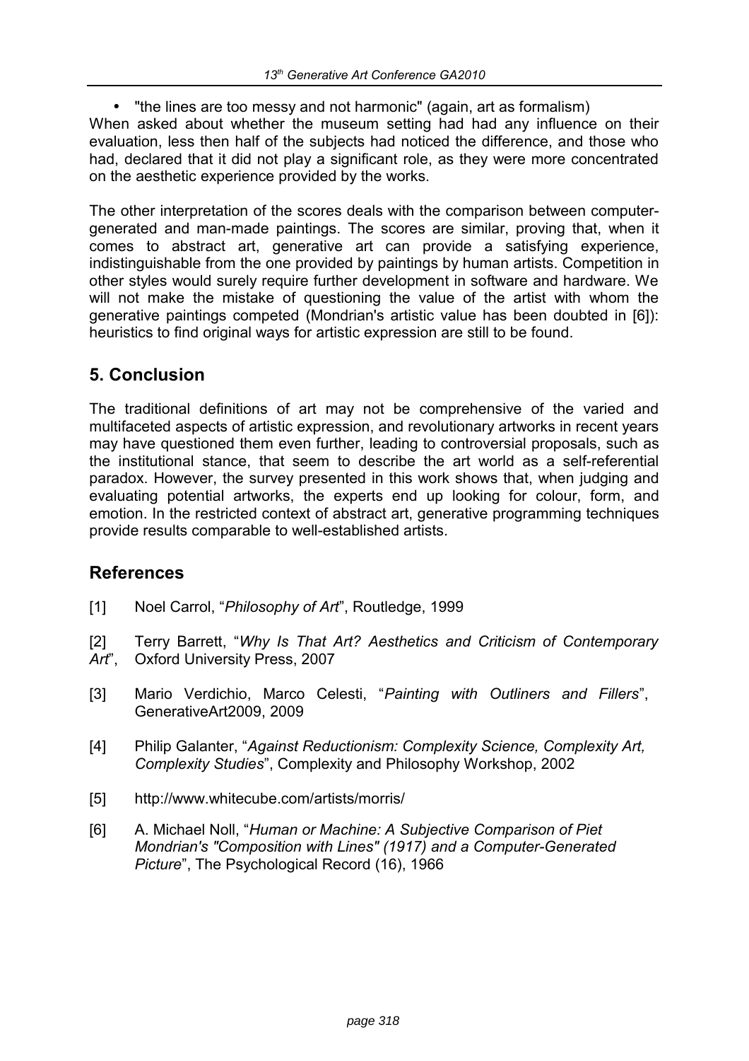- "the lines are too messy and not harmonic" (again, art as formalism)

When asked about whether the museum setting had had any influence on their evaluation, less then half of the subjects had noticed the difference, and those who had, declared that it did not play a significant role, as they were more concentrated on the aesthetic experience provided by the works.

The other interpretation of the scores deals with the comparison between computer-generated and man-made paintings. The scores are similar, proving that, when it comes to abstract art, generative art can provide a satisfying experience, indistinguishable from the one provided by paintings by human artists. Competition in other styles would surely require further development in software and hardware. We will not make the mistake of questioning the value of the artist with whom the generative paintings competed (Mondrian's artistic value has been doubted in [6]): heuristics to find original ways for artistic expression are still to be found.

## 5. Conclusion

The traditional definitions of art may not be comprehensive of the varied and multifaceted aspects of artistic expression, and revolutionary artworks in recent years may have questioned them even further, leading to controversial proposals, such as the institutional stance, that seem to describe the art world as a self-referential paradox. However, the survey presented in this work shows that, when judging and evaluating potential artworks, the experts end up looking for colour, form, and emotion. In the restricted context of abstract art, generative programming techniques provide results comparable to well-established artists.

## References

[1] Noel Carrol, "*Philosophy of Art*", Routledge, 1999

[2] Terry Barrett, "*Why Is That Art? Aesthetics and Criticism of Contemporary Art*", Oxford University Press, 2007

[3] Mario Verdichio, Marco Celesti, "*Painting with Outliners and Fillers*", GenerativeArt2009, 2009

[4] Philip Galanter, "*Against Reductionism: Complexity Science, Complexity Art, Complexity Studies*", Complexity and Philosophy Workshop, 2002

[5] http://www.whitecube.com/artists/morris/

[6] A. Michael Noll, "*Human or Machine: A Subjective Comparison of Piet Mondrian's "Composition with Lines" (1917) and a Computer-Generated Picture*", The Psychological Record (16), 1966